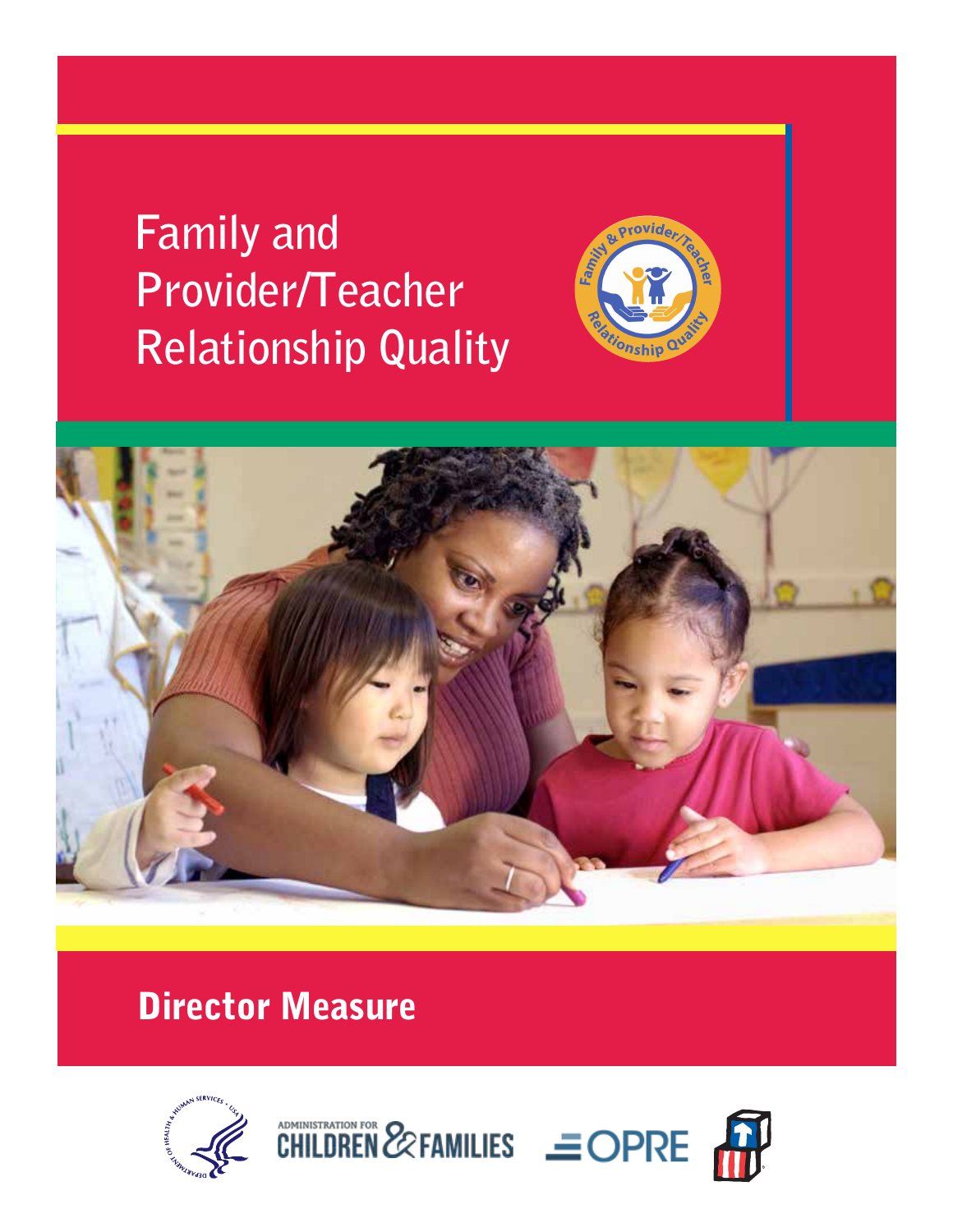# Family and Provider/Teacher Relationship Quality

## Director Measure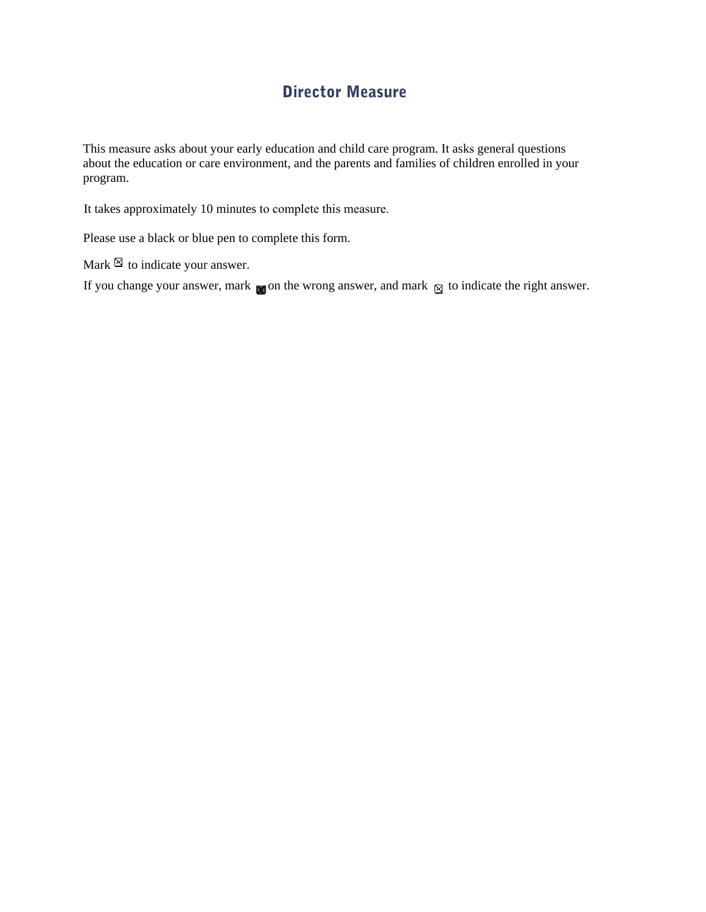# Director Measure

This measure asks about your early education and child care program. It asks general questions about the education or care environment, and the parents and families of children enrolled in your program.

It takes approximately 10 minutes to complete this measure.

Please use a black or blue pen to complete this form.

Mark ☒ to indicate your answer.

If you change your answer, mark ■ on the wrong answer, and mark ☒ to indicate the right answer.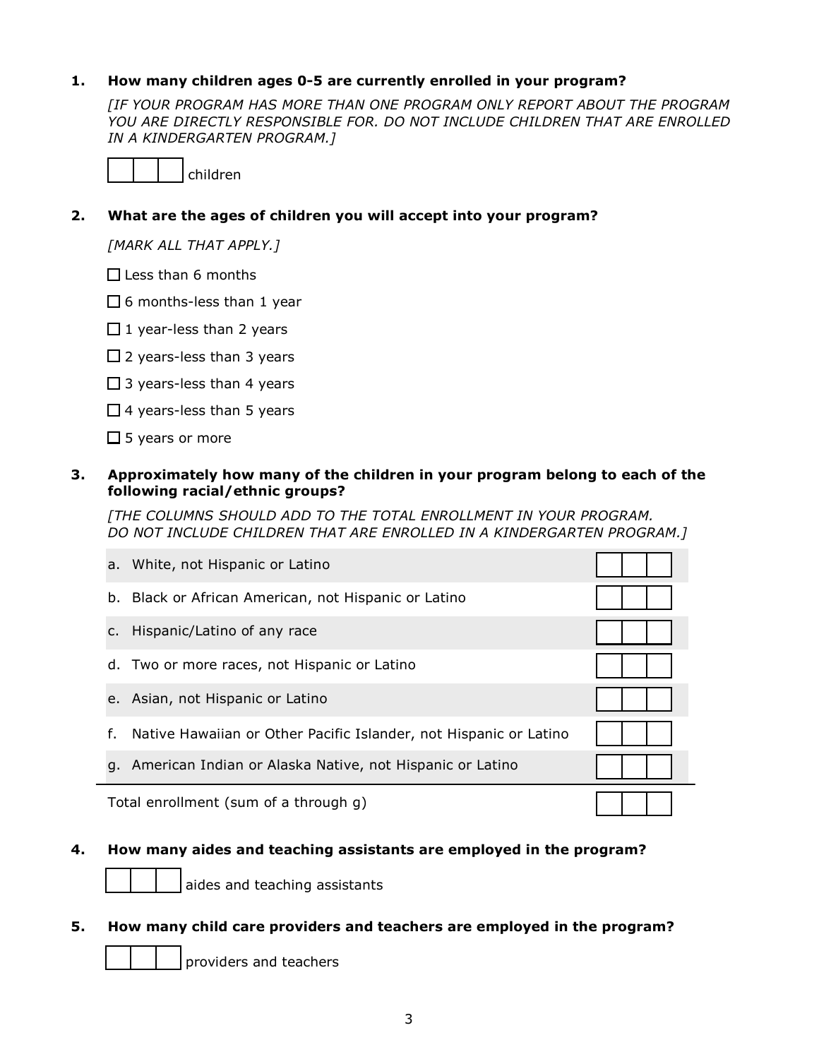1. **How many children ages 0-5 are currently enrolled in your program?**

   *[IF YOUR PROGRAM HAS MORE THAN ONE PROGRAM ONLY REPORT ABOUT THE PROGRAM YOU ARE DIRECTLY RESPONSIBLE FOR. DO NOT INCLUDE CHILDREN THAT ARE ENROLLED IN A KINDERGARTEN PROGRAM.]*

   ☐☐☐ children

2. **What are the ages of children you will accept into your program?**

   *[MARK ALL THAT APPLY.]*

   ☐ Less than 6 months

   ☐ 6 months-less than 1 year

   ☐ 1 year-less than 2 years

   ☐ 2 years-less than 3 years

   ☐ 3 years-less than 4 years

   ☐ 4 years-less than 5 years

   ☐ 5 years or more

3. **Approximately how many of the children in your program belong to each of the following racial/ethnic groups?**

   *[THE COLUMNS SHOULD ADD TO THE TOTAL ENROLLMENT IN YOUR PROGRAM. DO NOT INCLUDE CHILDREN THAT ARE ENROLLED IN A KINDERGARTEN PROGRAM.]*

| Group | Number |
| --- | --- |
| a. White, not Hispanic or Latino | ☐☐☐ |
| b. Black or African American, not Hispanic or Latino | ☐☐☐ |
| c. Hispanic/Latino of any race | ☐☐☐ |
| d. Two or more races, not Hispanic or Latino | ☐☐☐ |
| e. Asian, not Hispanic or Latino | ☐☐☐ |
| f. Native Hawaiian or Other Pacific Islander, not Hispanic or Latino | ☐☐☐ |
| g. American Indian or Alaska Native, not Hispanic or Latino | ☐☐☐ |
| Total enrollment (sum of a through g) | ☐☐☐ |

4. **How many aides and teaching assistants are employed in the program?**

   ☐☐☐ aides and teaching assistants

5. **How many child care providers and teachers are employed in the program?**

   ☐☐☐ providers and teachers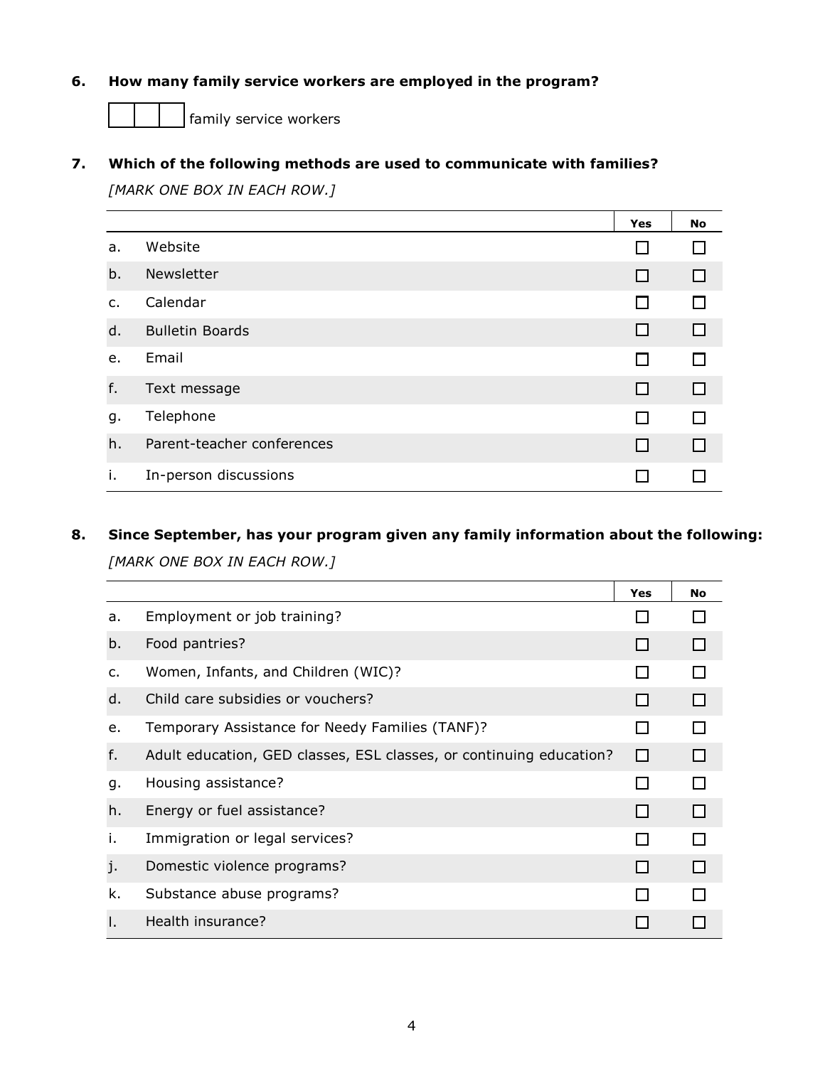**6. How many family service workers are employed in the program?**

☐☐☐ family service workers

**7. Which of the following methods are used to communicate with families?**

*[MARK ONE BOX IN EACH ROW.]*

| | | Yes | No |
|---|---|---|---|
| a. | Website | ☐ | ☐ |
| b. | Newsletter | ☐ | ☐ |
| c. | Calendar | ☐ | ☐ |
| d. | Bulletin Boards | ☐ | ☐ |
| e. | Email | ☐ | ☐ |
| f. | Text message | ☐ | ☐ |
| g. | Telephone | ☐ | ☐ |
| h. | Parent-teacher conferences | ☐ | ☐ |
| i. | In-person discussions | ☐ | ☐ |

**8. Since September, has your program given any family information about the following:**

*[MARK ONE BOX IN EACH ROW.]*

| | | Yes | No |
|---|---|---|---|
| a. | Employment or job training? | ☐ | ☐ |
| b. | Food pantries? | ☐ | ☐ |
| c. | Women, Infants, and Children (WIC)? | ☐ | ☐ |
| d. | Child care subsidies or vouchers? | ☐ | ☐ |
| e. | Temporary Assistance for Needy Families (TANF)? | ☐ | ☐ |
| f. | Adult education, GED classes, ESL classes, or continuing education? | ☐ | ☐ |
| g. | Housing assistance? | ☐ | ☐ |
| h. | Energy or fuel assistance? | ☐ | ☐ |
| i. | Immigration or legal services? | ☐ | ☐ |
| j. | Domestic violence programs? | ☐ | ☐ |
| k. | Substance abuse programs? | ☐ | ☐ |
| l. | Health insurance? | ☐ | ☐ |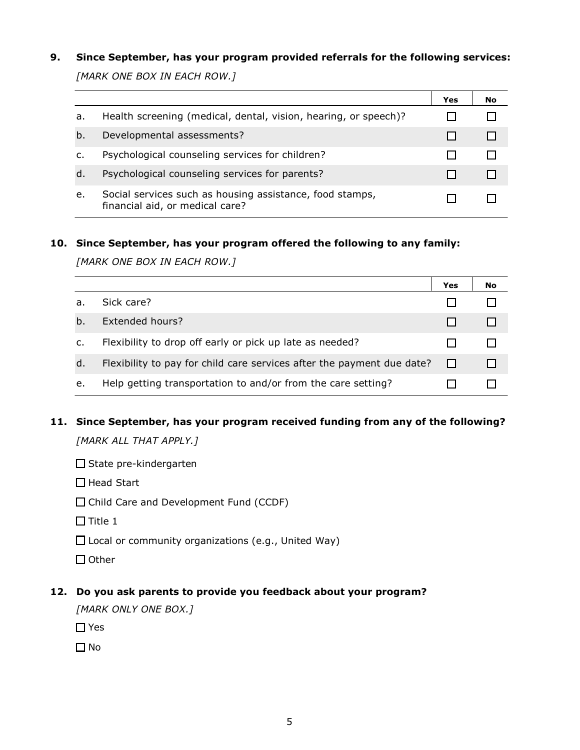**9. Since September, has your program provided referrals for the following services:**

*[MARK ONE BOX IN EACH ROW.]*

| | | Yes | No |
|---|---|---|---|
| a. | Health screening (medical, dental, vision, hearing, or speech)? | ☐ | ☐ |
| b. | Developmental assessments? | ☐ | ☐ |
| c. | Psychological counseling services for children? | ☐ | ☐ |
| d. | Psychological counseling services for parents? | ☐ | ☐ |
| e. | Social services such as housing assistance, food stamps, financial aid, or medical care? | ☐ | ☐ |

**10. Since September, has your program offered the following to any family:**

*[MARK ONE BOX IN EACH ROW.]*

| | | Yes | No |
|---|---|---|---|
| a. | Sick care? | ☐ | ☐ |
| b. | Extended hours? | ☐ | ☐ |
| c. | Flexibility to drop off early or pick up late as needed? | ☐ | ☐ |
| d. | Flexibility to pay for child care services after the payment due date? | ☐ | ☐ |
| e. | Help getting transportation to and/or from the care setting? | ☐ | ☐ |

**11. Since September, has your program received funding from any of the following?**

*[MARK ALL THAT APPLY.]*

☐ State pre-kindergarten

☐ Head Start

☐ Child Care and Development Fund (CCDF)

☐ Title 1

☐ Local or community organizations (e.g., United Way)

☐ Other

**12. Do you ask parents to provide you feedback about your program?**

*[MARK ONLY ONE BOX.]*

☐ Yes

☐ No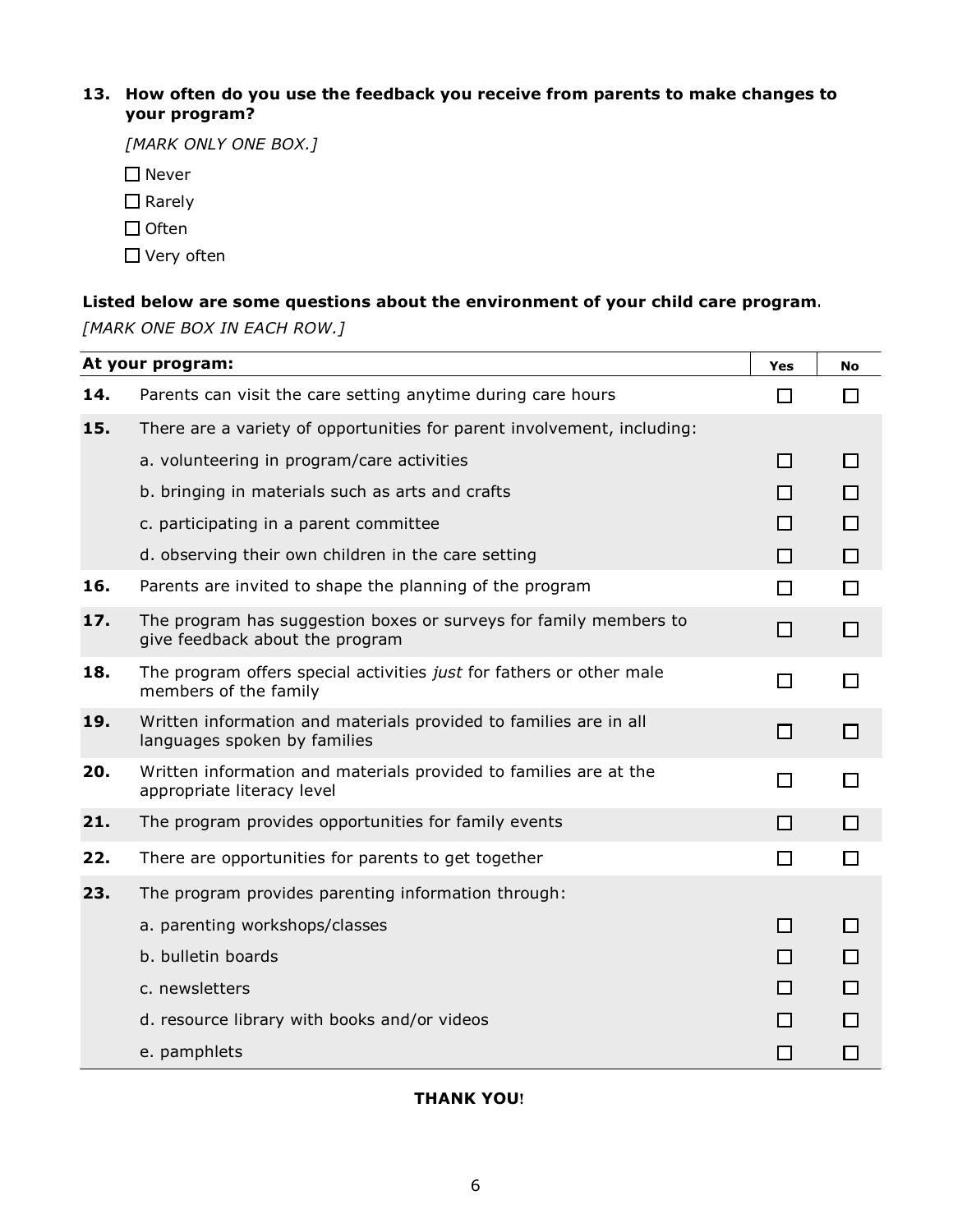**13. How often do you use the feedback you receive from parents to make changes to your program?**

*[MARK ONLY ONE BOX.]*

☐ Never

☐ Rarely

☐ Often

☐ Very often

**Listed below are some questions about the environment of your child care program.**

*[MARK ONE BOX IN EACH ROW.]*

| **At your program:** | | **Yes** | **No** |
|---|---|---|---|
| **14.** | Parents can visit the care setting anytime during care hours | ☐ | ☐ |
| **15.** | There are a variety of opportunities for parent involvement, including: | | |
| | a. volunteering in program/care activities | ☐ | ☐ |
| | b. bringing in materials such as arts and crafts | ☐ | ☐ |
| | c. participating in a parent committee | ☐ | ☐ |
| | d. observing their own children in the care setting | ☐ | ☐ |
| **16.** | Parents are invited to shape the planning of the program | ☐ | ☐ |
| **17.** | The program has suggestion boxes or surveys for family members to give feedback about the program | ☐ | ☐ |
| **18.** | The program offers special activities *just* for fathers or other male members of the family | ☐ | ☐ |
| **19.** | Written information and materials provided to families are in all languages spoken by families | ☐ | ☐ |
| **20.** | Written information and materials provided to families are at the appropriate literacy level | ☐ | ☐ |
| **21.** | The program provides opportunities for family events | ☐ | ☐ |
| **22.** | There are opportunities for parents to get together | ☐ | ☐ |
| **23.** | The program provides parenting information through: | | |
| | a. parenting workshops/classes | ☐ | ☐ |
| | b. bulletin boards | ☐ | ☐ |
| | c. newsletters | ☐ | ☐ |
| | d. resource library with books and/or videos | ☐ | ☐ |
| | e. pamphlets | ☐ | ☐ |

**THANK YOU!**